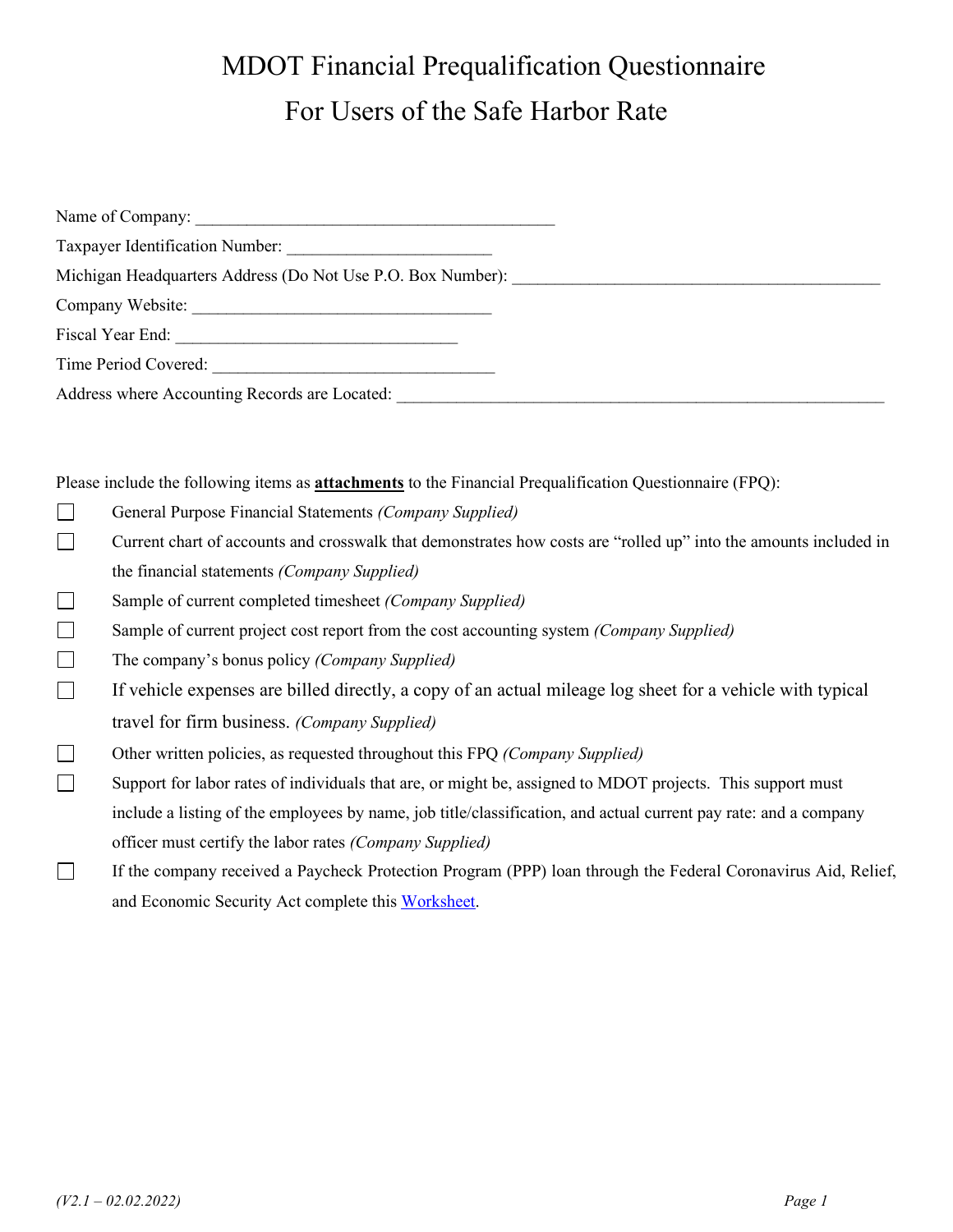# MDOT Financial Prequalification Questionnaire

# For Users of the Safe Harbor Rate

Name of Company: ___________________________________________

Taxpayer Identification Number: ________________________

Michigan Headquarters Address (Do Not Use P.O. Box Number): ____________________________________________

Company Website: ____________________________________

Fiscal Year End: __________________________________

Time Period Covered: _________________________________

Address where Accounting Records are Located: ___________________________________________________________

Please include the following items as **attachments** to the Financial Prequalification Questionnaire (FPQ):

- ☐ General Purpose Financial Statements *(Company Supplied)*
- ☐ Current chart of accounts and crosswalk that demonstrates how costs are "rolled up" into the amounts included in the financial statements *(Company Supplied)*
- ☐ Sample of current completed timesheet *(Company Supplied)*
- ☐ Sample of current project cost report from the cost accounting system *(Company Supplied)*
- ☐ The company's bonus policy *(Company Supplied)*
- ☐ If vehicle expenses are billed directly, a copy of an actual mileage log sheet for a vehicle with typical travel for firm business. *(Company Supplied)*
- ☐ Other written policies, as requested throughout this FPQ *(Company Supplied)*
- ☐ Support for labor rates of individuals that are, or might be, assigned to MDOT projects. This support must include a listing of the employees by name, job title/classification, and actual current pay rate: and a company officer must certify the labor rates *(Company Supplied)*
- ☐ If the company received a Paycheck Protection Program (PPP) loan through the Federal Coronavirus Aid, Relief, and Economic Security Act complete this Worksheet.

*(V2.1 – 02.02.2022)*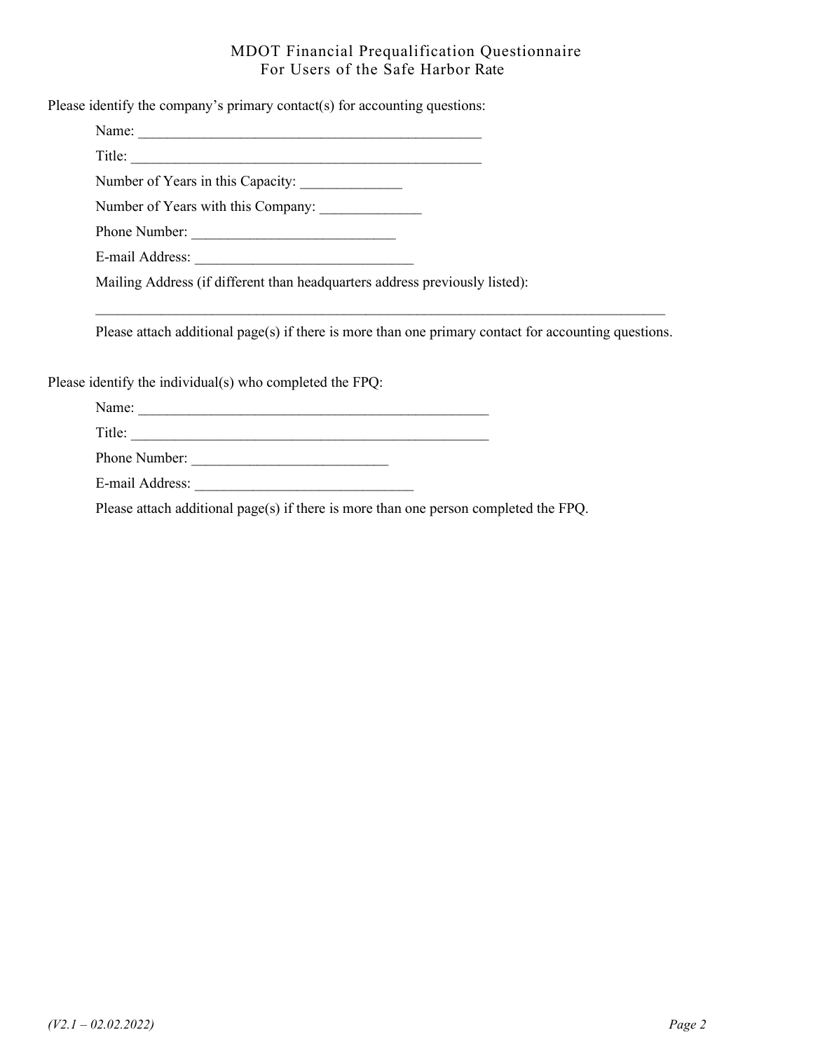MDOT Financial Prequalification Questionnaire
For Users of the Safe Harbor Rate

Please identify the company's primary contact(s) for accounting questions:

Name: _______________________________________________

Title: ________________________________________________

Number of Years in this Capacity: ______________

Number of Years with this Company: ______________

Phone Number: ____________________________

E-mail Address: ______________________________

Mailing Address (if different than headquarters address previously listed):

______________________________________________________________________________

Please attach additional page(s) if there is more than one primary contact for accounting questions.

Please identify the individual(s) who completed the FPQ:

Name: _______________________________________________

Title: ________________________________________________

Phone Number: ___________________________

E-mail Address: ______________________________

Please attach additional page(s) if there is more than one person completed the FPQ.

*(V2.1 – 02.02.2022)*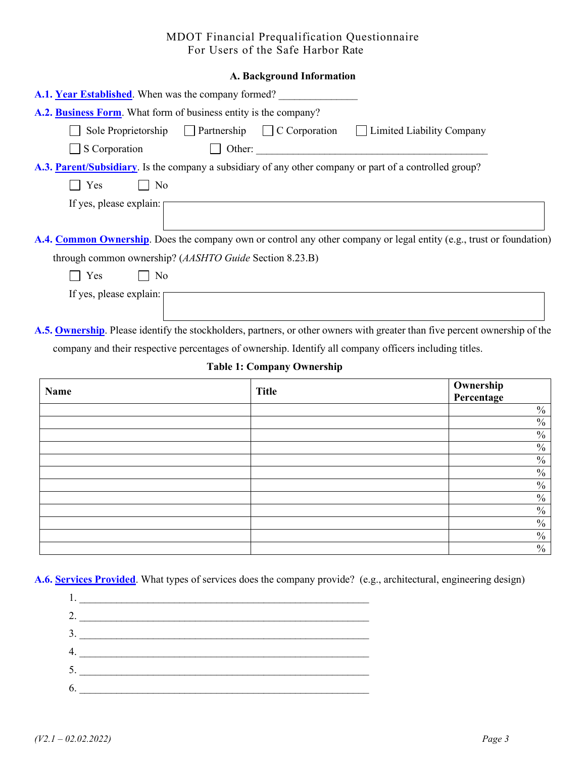MDOT Financial Prequalification Questionnaire
For Users of the Safe Harbor Rate

## A. Background Information

**A.1. Year Established**. When was the company formed? _______________

**A.2. Business Form**. What form of business entity is the company?

☐ Sole Proprietorship ☐ Partnership ☐ C Corporation ☐ Limited Liability Company

☐ S Corporation ☐ Other: _____________________________________________

**A.3. Parent/Subsidiary**. Is the company a subsidiary of any other company or part of a controlled group?

☐ Yes ☐ No

If yes, please explain:

**A.4. Common Ownership**. Does the company own or control any other company or legal entity (e.g., trust or foundation) through common ownership? (*AASHTO Guide* Section 8.23.B)

☐ Yes ☐ No

If yes, please explain:

**A.5. Ownership**. Please identify the stockholders, partners, or other owners with greater than five percent ownership of the company and their respective percentages of ownership. Identify all company officers including titles.

**Table 1: Company Ownership**

| Name | Title | Ownership Percentage |
|---|---|---|
| | | % |
| | | % |
| | | % |
| | | % |
| | | % |
| | | % |
| | | % |
| | | % |
| | | % |
| | | % |
| | | % |
| | | % |

**A.6. Services Provided**. What types of services does the company provide? (e.g., architectural, engineering design)

1. ________________________________________________________
2. ________________________________________________________
3. ________________________________________________________
4. ________________________________________________________
5. ________________________________________________________
6. ________________________________________________________

*(V2.1 – 02.02.2022)*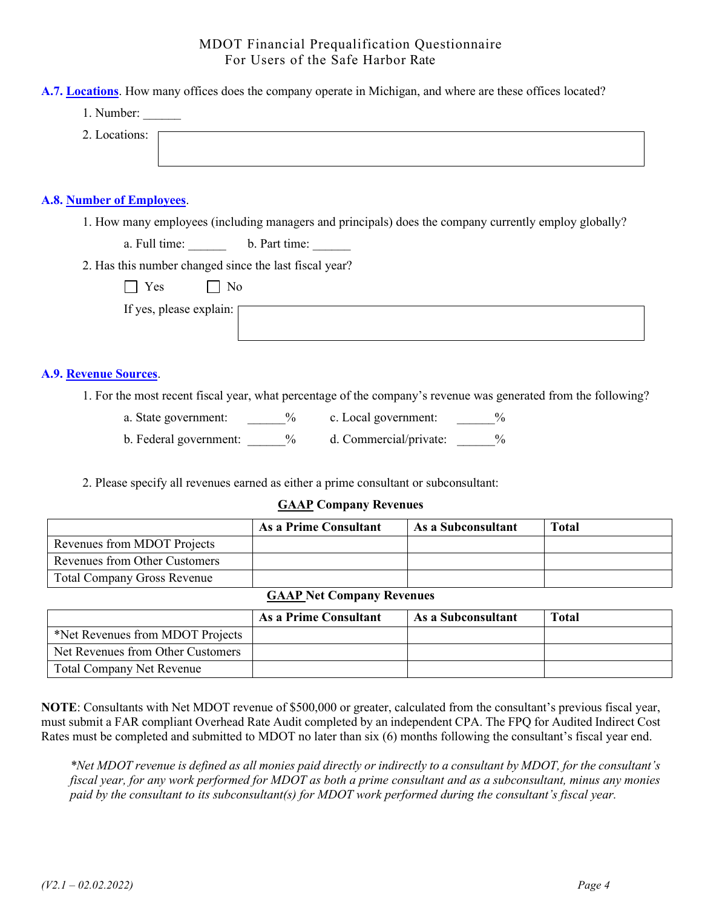**A.7. Locations**. How many offices does the company operate in Michigan, and where are these offices located?

1. Number: ______
2. Locations:

**A.8. Number of Employees**.

1. How many employees (including managers and principals) does the company currently employ globally?

   a. Full time: ______ b. Part time: ______

2. Has this number changed since the last fiscal year?

   ☐ Yes ☐ No

   If yes, please explain:

**A.9. Revenue Sources**.

1. For the most recent fiscal year, what percentage of the company's revenue was generated from the following?

   a. State government: ______%
   b. Federal government: ______%
   c. Local government: ______%
   d. Commercial/private: ______%

2. Please specify all revenues earned as either a prime consultant or subconsultant:

**GAAP Company Revenues**

| | As a Prime Consultant | As a Subconsultant | Total |
|---|---|---|---|
| Revenues from MDOT Projects | | | |
| Revenues from Other Customers | | | |
| Total Company Gross Revenue | | | |

**GAAP Net Company Revenues**

| | As a Prime Consultant | As a Subconsultant | Total |
|---|---|---|---|
| *Net Revenues from MDOT Projects | | | |
| Net Revenues from Other Customers | | | |
| Total Company Net Revenue | | | |

**NOTE**: Consultants with Net MDOT revenue of $500,000 or greater, calculated from the consultant's previous fiscal year, must submit a FAR compliant Overhead Rate Audit completed by an independent CPA. The FPQ for Audited Indirect Cost Rates must be completed and submitted to MDOT no later than six (6) months following the consultant's fiscal year end.

*\*Net MDOT revenue is defined as all monies paid directly or indirectly to a consultant by MDOT, for the consultant's fiscal year, for any work performed for MDOT as both a prime consultant and as a subconsultant, minus any monies paid by the consultant to its subconsultant(s) for MDOT work performed during the consultant's fiscal year.*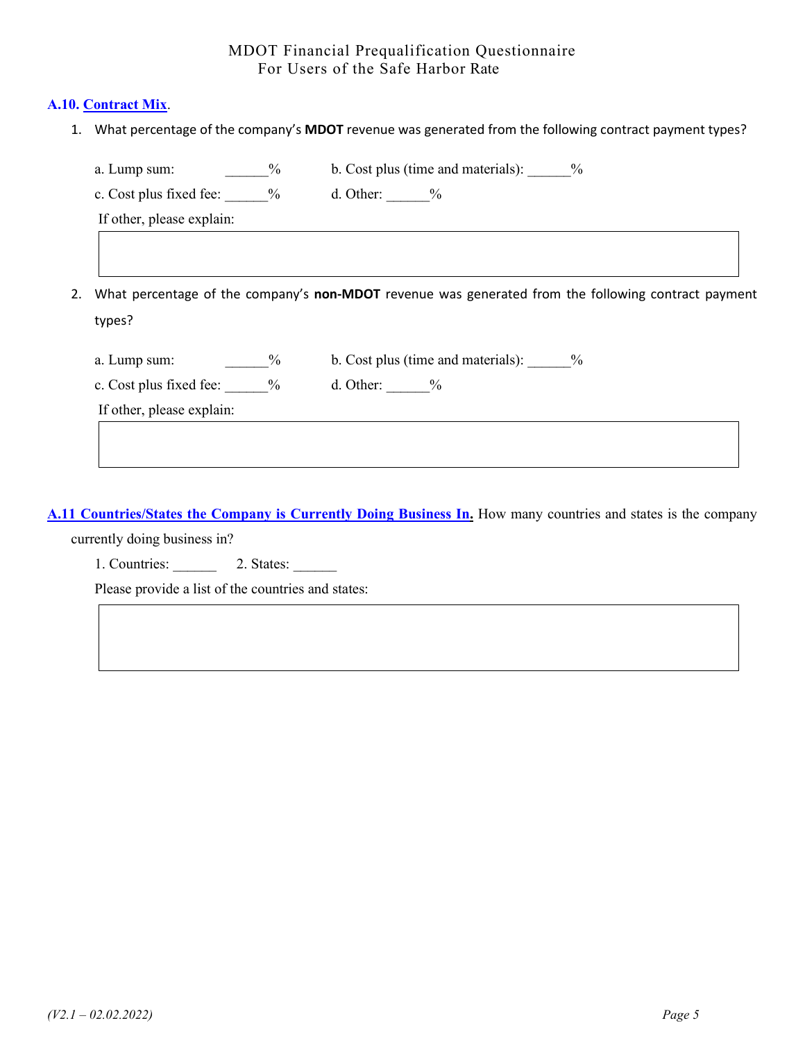**A.10. Contract Mix.**

1. What percentage of the company's **MDOT** revenue was generated from the following contract payment types?

   a. Lump sum: ______%  b. Cost plus (time and materials): ______%

   c. Cost plus fixed fee: ______%  d. Other: ______%

   If other, please explain:

2. What percentage of the company's **non-MDOT** revenue was generated from the following contract payment types?

   a. Lump sum: ______%  b. Cost plus (time and materials): ______%

   c. Cost plus fixed fee: ______%  d. Other: ______%

   If other, please explain:

**A.11 Countries/States the Company is Currently Doing Business In.** How many countries and states is the company currently doing business in?

1. Countries: ______  2. States: ______

Please provide a list of the countries and states:

*(V2.1 – 02.02.2022)*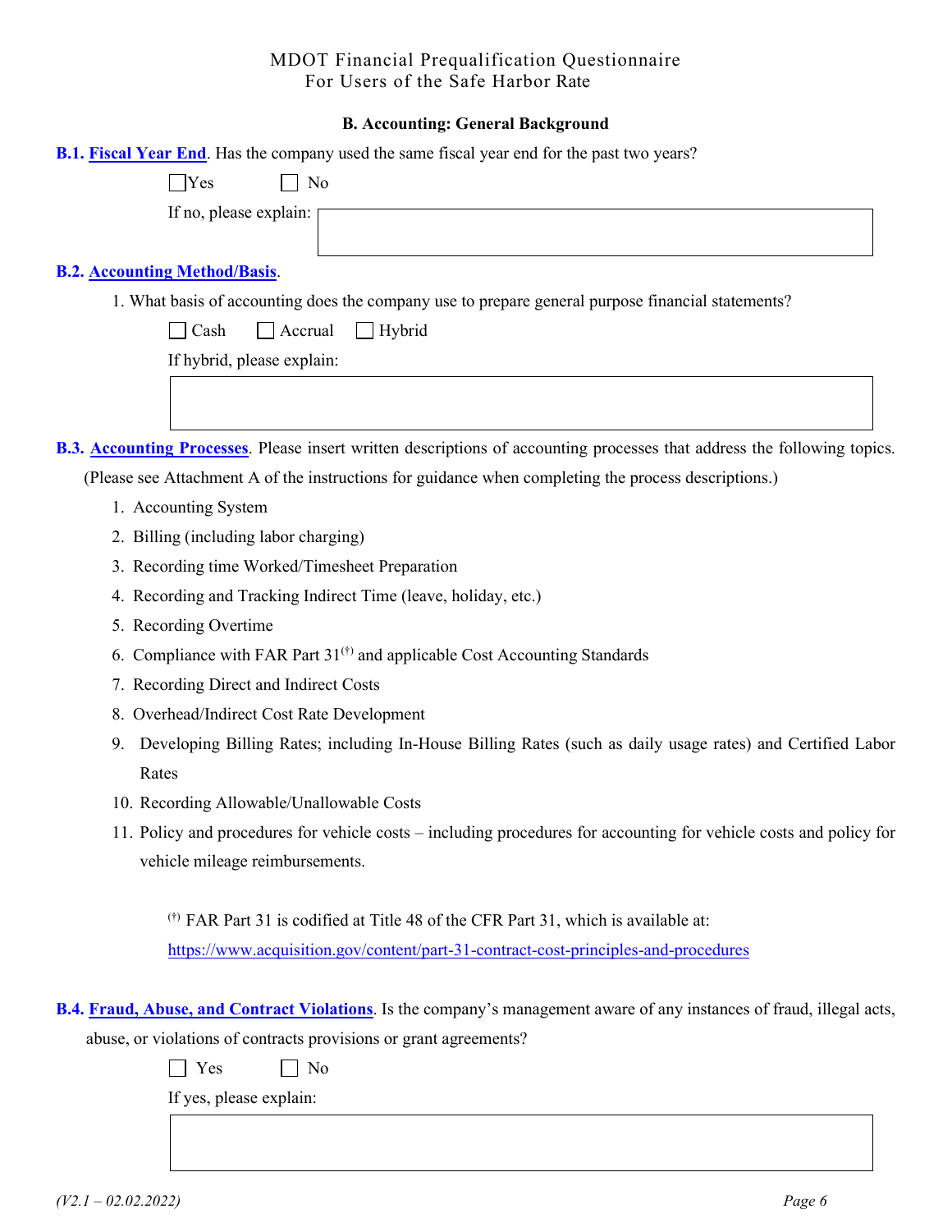MDOT Financial Prequalification Questionnaire
For Users of the Safe Harbor Rate

## B. Accounting: General Background

**B.1. Fiscal Year End**. Has the company used the same fiscal year end for the past two years?

☐ Yes ☐ No

If no, please explain:

**B.2. Accounting Method/Basis**.

1. What basis of accounting does the company use to prepare general purpose financial statements?

☐ Cash ☐ Accrual ☐ Hybrid

If hybrid, please explain:

**B.3. Accounting Processes**. Please insert written descriptions of accounting processes that address the following topics. (Please see Attachment A of the instructions for guidance when completing the process descriptions.)

1. Accounting System
2. Billing (including labor charging)
3. Recording time Worked/Timesheet Preparation
4. Recording and Tracking Indirect Time (leave, holiday, etc.)
5. Recording Overtime
6. Compliance with FAR Part 31[(†)] and applicable Cost Accounting Standards
7. Recording Direct and Indirect Costs
8. Overhead/Indirect Cost Rate Development
9. Developing Billing Rates; including In-House Billing Rates (such as daily usage rates) and Certified Labor Rates
10. Recording Allowable/Unallowable Costs
11. Policy and procedures for vehicle costs – including procedures for accounting for vehicle costs and policy for vehicle mileage reimbursements.

[(†)] FAR Part 31 is codified at Title 48 of the CFR Part 31, which is available at: https://www.acquisition.gov/content/part-31-contract-cost-principles-and-procedures

**B.4. Fraud, Abuse, and Contract Violations**. Is the company's management aware of any instances of fraud, illegal acts, abuse, or violations of contracts provisions or grant agreements?

☐ Yes ☐ No

If yes, please explain:

*(V2.1 – 02.02.2022)*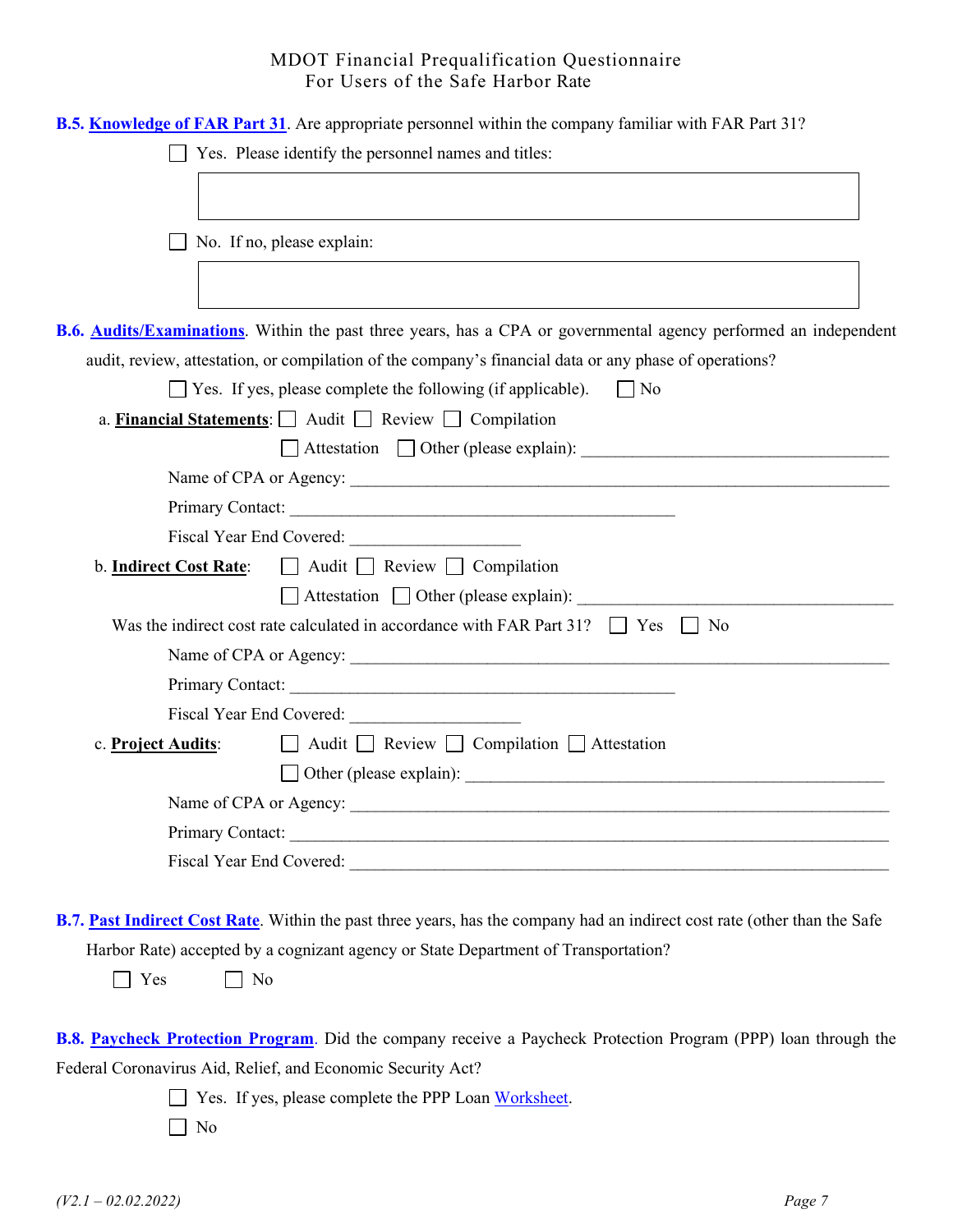MDOT Financial Prequalification Questionnaire
For Users of the Safe Harbor Rate

**B.5. Knowledge of FAR Part 31**. Are appropriate personnel within the company familiar with FAR Part 31?

☐ Yes. Please identify the personnel names and titles:

☐ No. If no, please explain:

**B.6. Audits/Examinations**. Within the past three years, has a CPA or governmental agency performed an independent audit, review, attestation, or compilation of the company's financial data or any phase of operations?

☐ Yes. If yes, please complete the following (if applicable). ☐ No

a. **Financial Statements**: ☐ Audit ☐ Review ☐ Compilation ☐ Attestation ☐ Other (please explain): ____________________

Name of CPA or Agency: ____________________

Primary Contact: ____________________

Fiscal Year End Covered: ____________________

b. **Indirect Cost Rate**: ☐ Audit ☐ Review ☐ Compilation ☐ Attestation ☐ Other (please explain): ____________________

Was the indirect cost rate calculated in accordance with FAR Part 31? ☐ Yes ☐ No

Name of CPA or Agency: ____________________

Primary Contact: ____________________

Fiscal Year End Covered: ____________________

c. **Project Audits**: ☐ Audit ☐ Review ☐ Compilation ☐ Attestation ☐ Other (please explain): ____________________

Name of CPA or Agency: ____________________

Primary Contact: ____________________

Fiscal Year End Covered: ____________________

**B.7. Past Indirect Cost Rate**. Within the past three years, has the company had an indirect cost rate (other than the Safe Harbor Rate) accepted by a cognizant agency or State Department of Transportation?

☐ Yes ☐ No

**B.8. Paycheck Protection Program**. Did the company receive a Paycheck Protection Program (PPP) loan through the Federal Coronavirus Aid, Relief, and Economic Security Act?

☐ Yes. If yes, please complete the PPP Loan Worksheet.

☐ No

*(V2.1 – 02.02.2022)*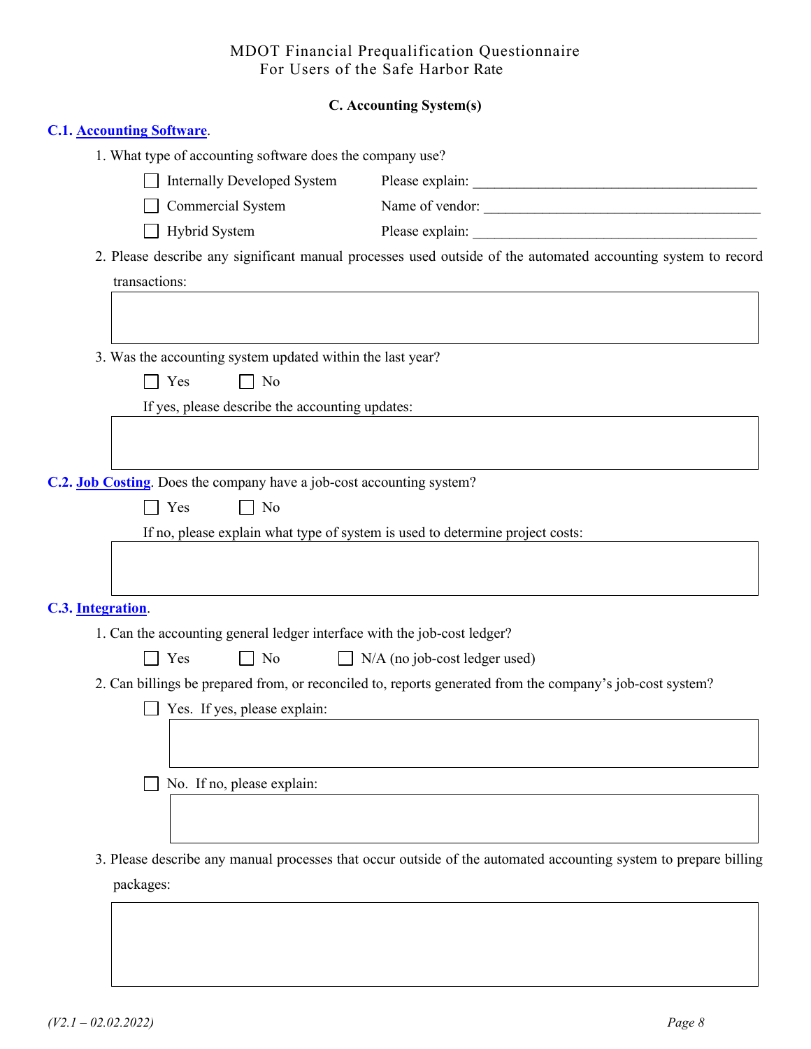MDOT Financial Prequalification Questionnaire
For Users of the Safe Harbor Rate

### C. Accounting System(s)

**C.1. Accounting Software**.

1. What type of accounting software does the company use?

   - ☐ Internally Developed System — Please explain: ________________________________________
   - ☐ Commercial System — Name of vendor: ________________________________________
   - ☐ Hybrid System — Please explain: ________________________________________

2. Please describe any significant manual processes used outside of the automated accounting system to record transactions:

   [ ]

3. Was the accounting system updated within the last year?

   ☐ Yes ☐ No

   If yes, please describe the accounting updates:

   [ ]

**C.2. Job Costing**. Does the company have a job-cost accounting system?

☐ Yes ☐ No

If no, please explain what type of system is used to determine project costs:

[ ]

**C.3. Integration**.

1. Can the accounting general ledger interface with the job-cost ledger?

   ☐ Yes ☐ No ☐ N/A (no job-cost ledger used)

2. Can billings be prepared from, or reconciled to, reports generated from the company's job-cost system?

   ☐ Yes. If yes, please explain:

   [ ]

   ☐ No. If no, please explain:

   [ ]

3. Please describe any manual processes that occur outside of the automated accounting system to prepare billing packages:

   [ ]

*(V2.1 – 02.02.2022)*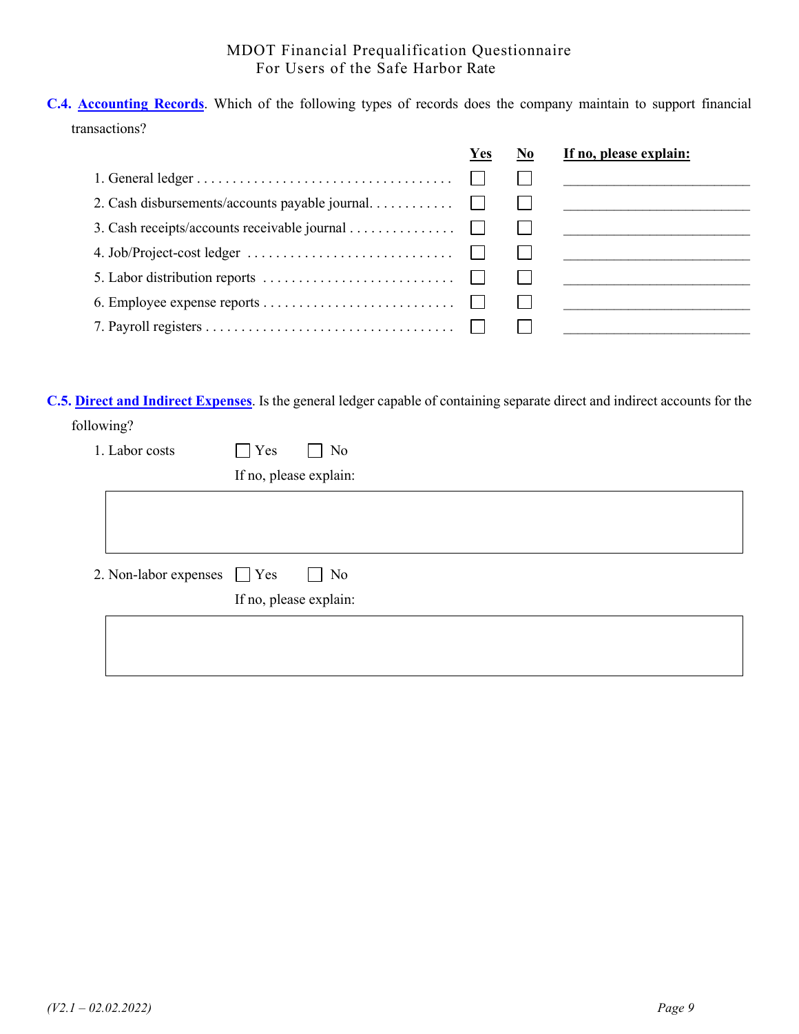**C.4. Accounting Records**. Which of the following types of records does the company maintain to support financial transactions?

| | Yes | No | If no, please explain: |
|---|---|---|---|
| 1. General ledger | ☐ | ☐ | |
| 2. Cash disbursements/accounts payable journal | ☐ | ☐ | |
| 3. Cash receipts/accounts receivable journal | ☐ | ☐ | |
| 4. Job/Project-cost ledger | ☐ | ☐ | |
| 5. Labor distribution reports | ☐ | ☐ | |
| 6. Employee expense reports | ☐ | ☐ | |
| 7. Payroll registers | ☐ | ☐ | |

**C.5. Direct and Indirect Expenses**. Is the general ledger capable of containing separate direct and indirect accounts for the following?

1. Labor costs ☐ Yes ☐ No

   If no, please explain:

2. Non-labor expenses ☐ Yes ☐ No

   If no, please explain: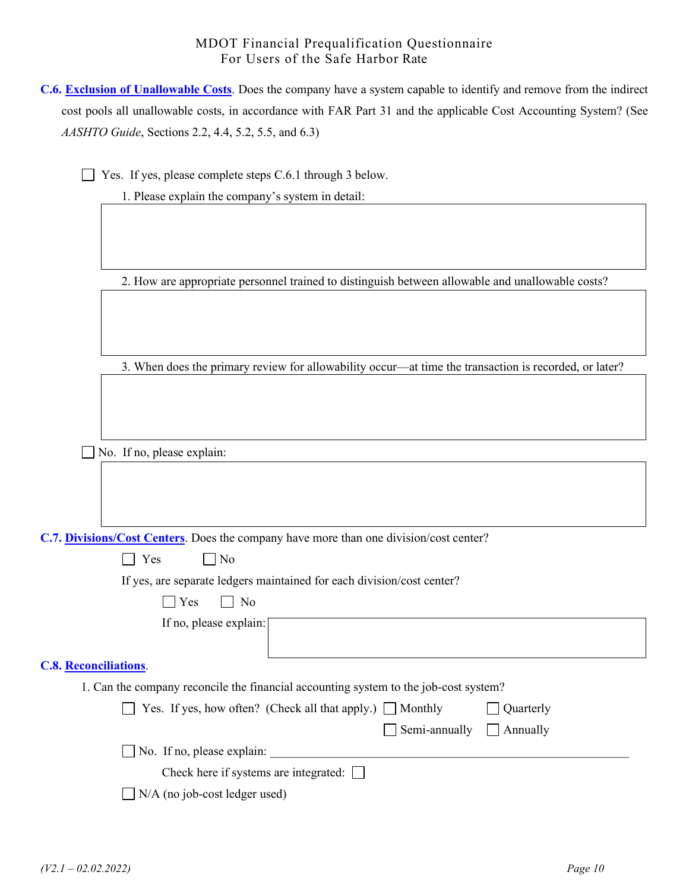**C.6. Exclusion of Unallowable Costs**. Does the company have a system capable to identify and remove from the indirect cost pools all unallowable costs, in accordance with FAR Part 31 and the applicable Cost Accounting System? (See *AASHTO Guide*, Sections 2.2, 4.4, 5.2, 5.5, and 6.3)

☐ Yes. If yes, please complete steps C.6.1 through 3 below.

1. Please explain the company's system in detail:

2. How are appropriate personnel trained to distinguish between allowable and unallowable costs?

3. When does the primary review for allowability occur—at time the transaction is recorded, or later?

☐ No. If no, please explain:

**C.7. Divisions/Cost Centers**. Does the company have more than one division/cost center?

☐ Yes ☐ No

If yes, are separate ledgers maintained for each division/cost center?

☐ Yes ☐ No

If no, please explain:

**C.8. Reconciliations**.

1. Can the company reconcile the financial accounting system to the job-cost system?

☐ Yes. If yes, how often? (Check all that apply.) ☐ Monthly ☐ Quarterly ☐ Semi-annually ☐ Annually

☐ No. If no, please explain: ______________________________

Check here if systems are integrated: ☐

☐ N/A (no job-cost ledger used)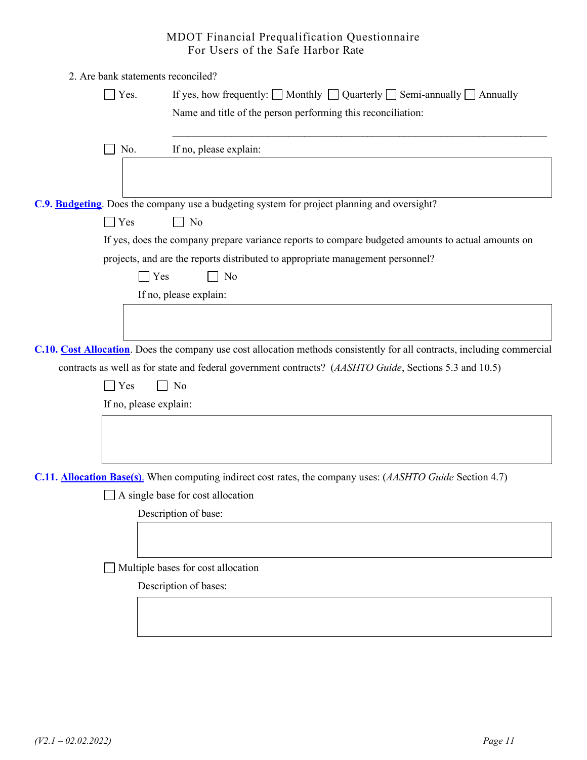2. Are bank statements reconciled?

☐ Yes. If yes, how frequently: ☐ Monthly ☐ Quarterly ☐ Semi-annually ☐ Annually

Name and title of the person performing this reconciliation:

\_\_\_\_\_\_\_\_\_\_\_\_\_\_\_\_\_\_\_\_\_\_\_\_\_\_\_\_\_\_\_\_\_\_\_\_\_\_\_\_\_\_\_\_\_\_\_\_\_\_\_\_\_\_\_\_\_\_\_\_\_\_\_\_

☐ No. If no, please explain:

**C.9. Budgeting**. Does the company use a budgeting system for project planning and oversight?

☐ Yes ☐ No

If yes, does the company prepare variance reports to compare budgeted amounts to actual amounts on projects, and are the reports distributed to appropriate management personnel?

☐ Yes ☐ No

If no, please explain:

**C.10. Cost Allocation**. Does the company use cost allocation methods consistently for all contracts, including commercial contracts as well as for state and federal government contracts? (*AASHTO Guide*, Sections 5.3 and 10.5)

☐ Yes ☐ No

If no, please explain:

**C.11. Allocation Base(s)**. When computing indirect cost rates, the company uses: (*AASHTO Guide* Section 4.7)

☐ A single base for cost allocation

Description of base:

☐ Multiple bases for cost allocation

Description of bases: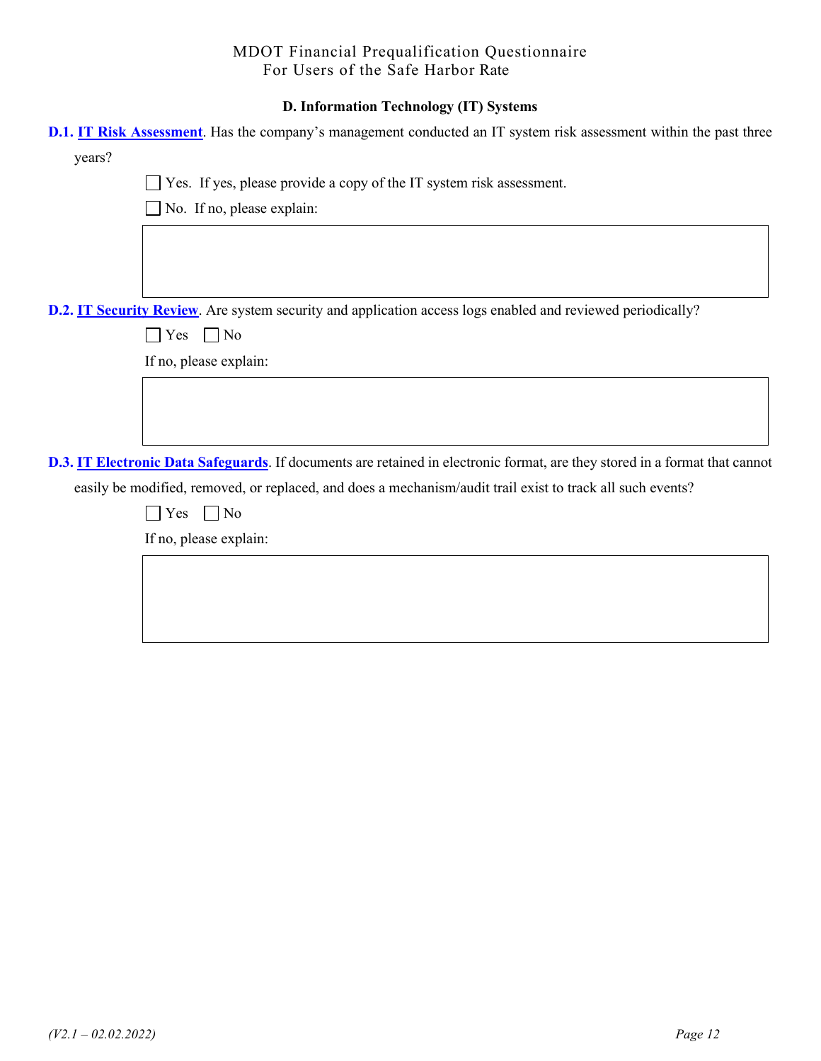## D. Information Technology (IT) Systems

**D.1. IT Risk Assessment**. Has the company's management conducted an IT system risk assessment within the past three years?

☐ Yes. If yes, please provide a copy of the IT system risk assessment.

☐ No. If no, please explain:

**D.2. IT Security Review**. Are system security and application access logs enabled and reviewed periodically?

☐ Yes ☐ No

If no, please explain:

**D.3. IT Electronic Data Safeguards**. If documents are retained in electronic format, are they stored in a format that cannot easily be modified, removed, or replaced, and does a mechanism/audit trail exist to track all such events?

☐ Yes ☐ No

If no, please explain: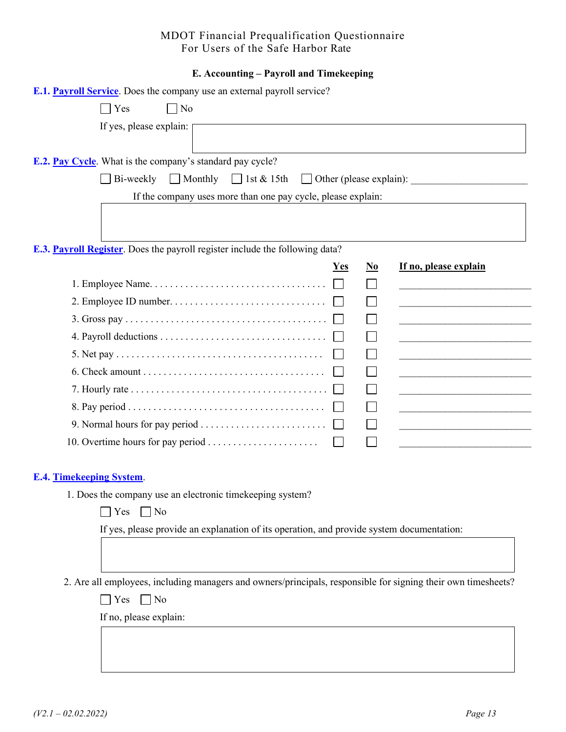MDOT Financial Prequalification Questionnaire
For Users of the Safe Harbor Rate

## E. Accounting – Payroll and Timekeeping

**E.1. Payroll Service**. Does the company use an external payroll service?

☐ Yes ☐ No

If yes, please explain:

**E.2. Pay Cycle**. What is the company's standard pay cycle?

☐ Bi-weekly ☐ Monthly ☐ 1st & 15th ☐ Other (please explain): ______________________

If the company uses more than one pay cycle, please explain:

**E.3. Payroll Register**. Does the payroll register include the following data?

| | Yes | No | If no, please explain |
|---|---|---|---|
| 1. Employee Name | ☐ | ☐ | ______________ |
| 2. Employee ID number | ☐ | ☐ | ______________ |
| 3. Gross pay | ☐ | ☐ | ______________ |
| 4. Payroll deductions | ☐ | ☐ | ______________ |
| 5. Net pay | ☐ | ☐ | ______________ |
| 6. Check amount | ☐ | ☐ | ______________ |
| 7. Hourly rate | ☐ | ☐ | ______________ |
| 8. Pay period | ☐ | ☐ | ______________ |
| 9. Normal hours for pay period | ☐ | ☐ | ______________ |
| 10. Overtime hours for pay period | ☐ | ☐ | ______________ |

**E.4. Timekeeping System**.

1. Does the company use an electronic timekeeping system?

   ☐ Yes ☐ No

   If yes, please provide an explanation of its operation, and provide system documentation:

2. Are all employees, including managers and owners/principals, responsible for signing their own timesheets?

   ☐ Yes ☐ No

   If no, please explain:

*(V2.1 – 02.02.2022)*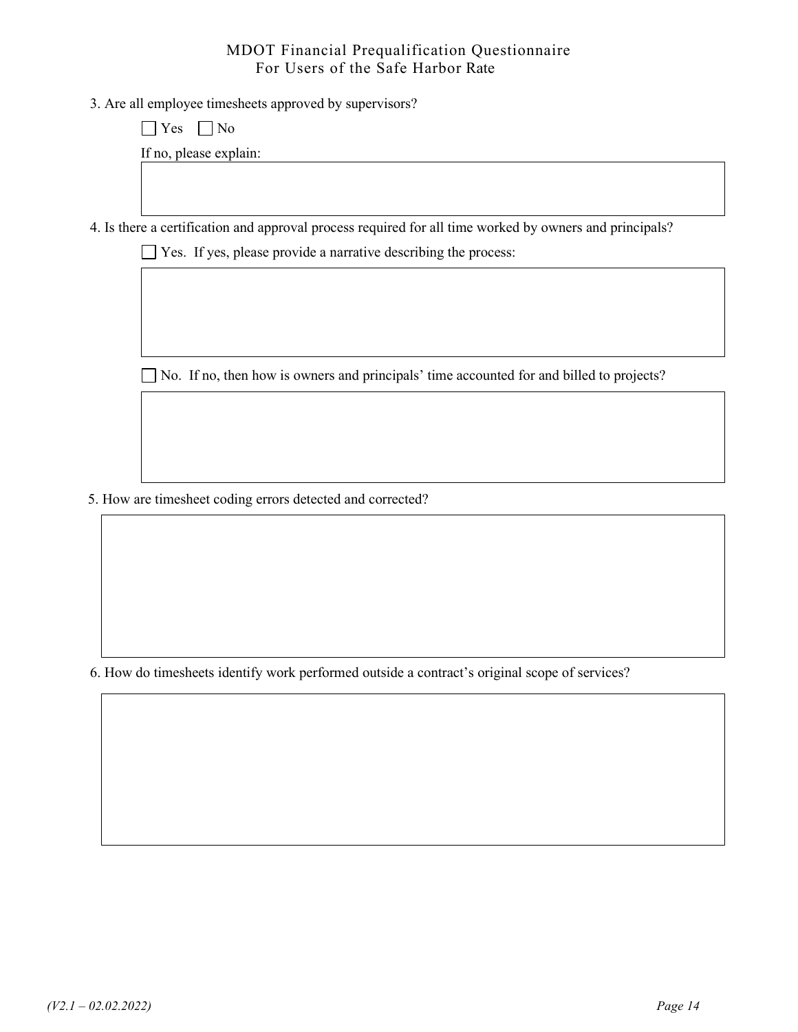3. Are all employee timesheets approved by supervisors?

   ☐ Yes ☐ No

   If no, please explain:

4. Is there a certification and approval process required for all time worked by owners and principals?

   ☐ Yes. If yes, please provide a narrative describing the process:

   ☐ No. If no, then how is owners and principals' time accounted for and billed to projects?

5. How are timesheet coding errors detected and corrected?

6. How do timesheets identify work performed outside a contract's original scope of services?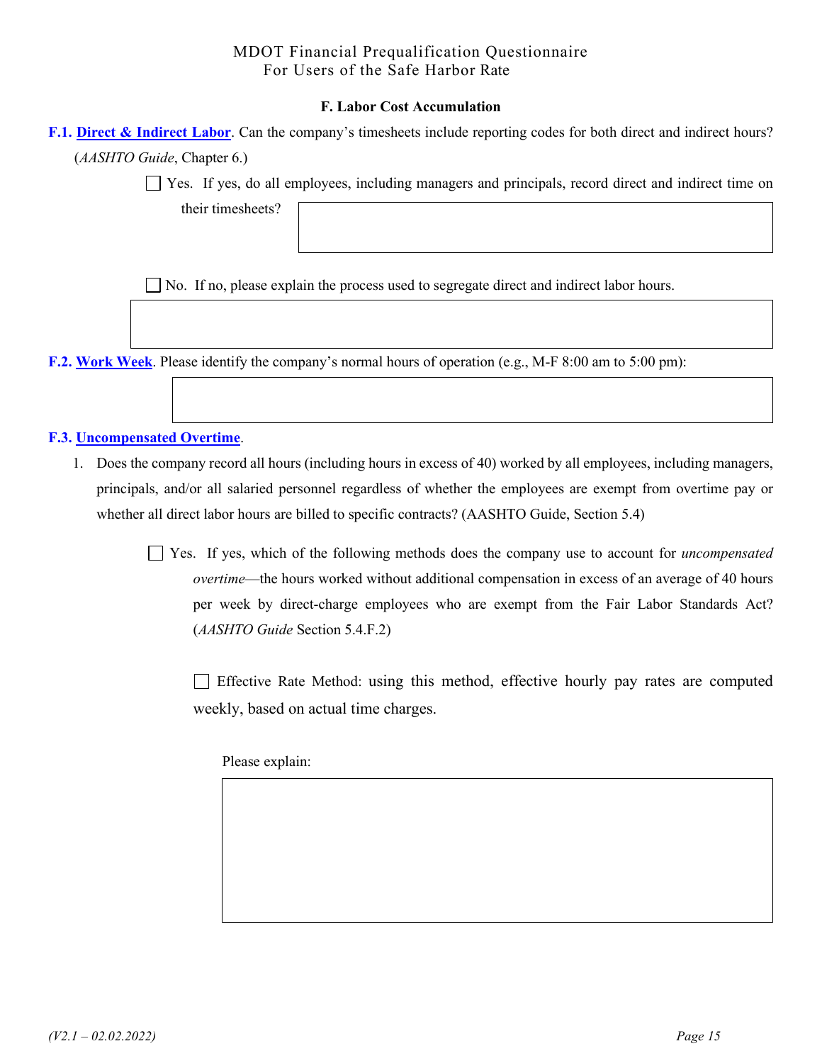MDOT Financial Prequalification Questionnaire
For Users of the Safe Harbor Rate

### F. Labor Cost Accumulation

**F.1. Direct & Indirect Labor**. Can the company's timesheets include reporting codes for both direct and indirect hours? (*AASHTO Guide*, Chapter 6.)

☐ Yes. If yes, do all employees, including managers and principals, record direct and indirect time on their timesheets?

☐ No. If no, please explain the process used to segregate direct and indirect labor hours.

**F.2. Work Week**. Please identify the company's normal hours of operation (e.g., M-F 8:00 am to 5:00 pm):

**F.3. Uncompensated Overtime**.

1. Does the company record all hours (including hours in excess of 40) worked by all employees, including managers, principals, and/or all salaried personnel regardless of whether the employees are exempt from overtime pay or whether all direct labor hours are billed to specific contracts? (AASHTO Guide, Section 5.4)

   ☐ Yes. If yes, which of the following methods does the company use to account for *uncompensated overtime*—the hours worked without additional compensation in excess of an average of 40 hours per week by direct-charge employees who are exempt from the Fair Labor Standards Act? (*AASHTO Guide* Section 5.4.F.2)

   ☐ Effective Rate Method: using this method, effective hourly pay rates are computed weekly, based on actual time charges.

   Please explain: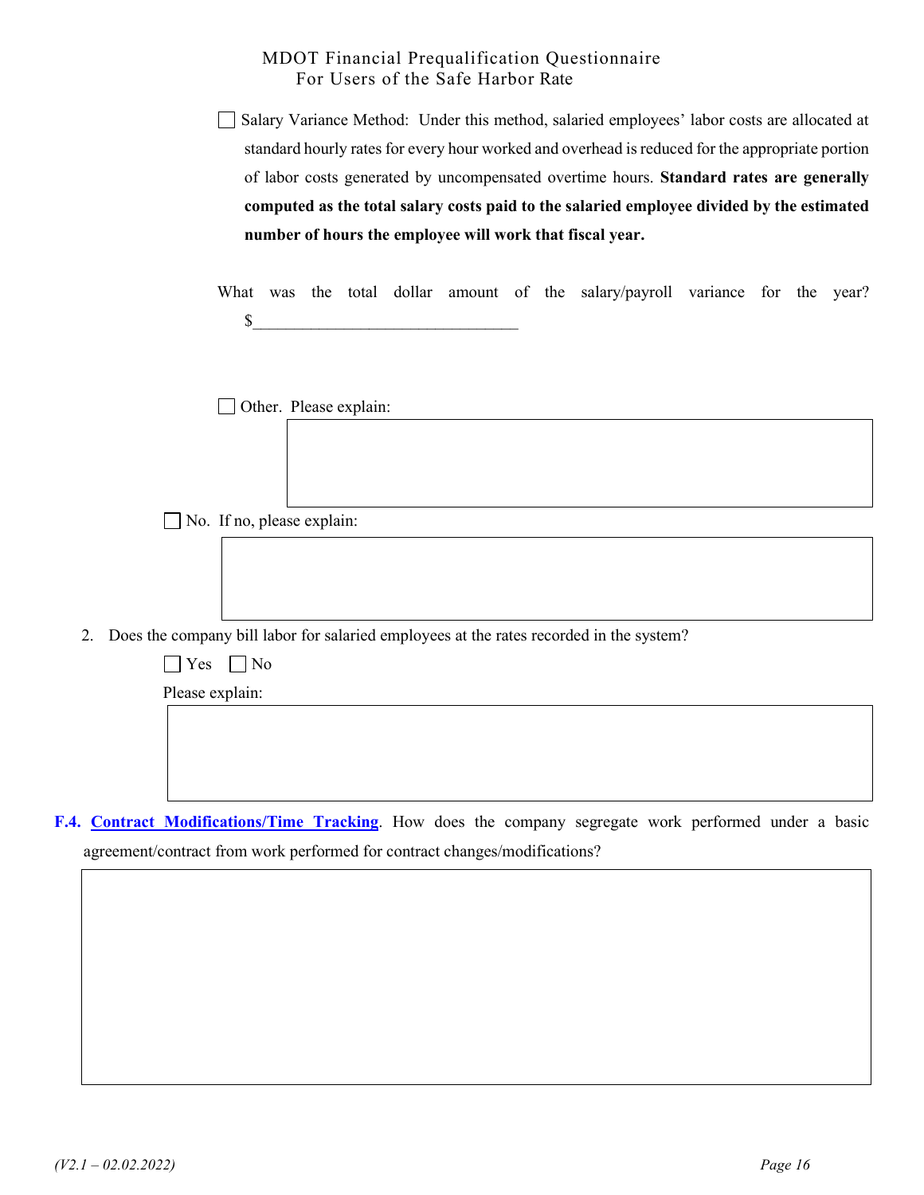☐ Salary Variance Method: Under this method, salaried employees' labor costs are allocated at standard hourly rates for every hour worked and overhead is reduced for the appropriate portion of labor costs generated by uncompensated overtime hours. **Standard rates are generally computed as the total salary costs paid to the salaried employee divided by the estimated number of hours the employee will work that fiscal year.**

What was the total dollar amount of the salary/payroll variance for the year? $________________________________

☐ Other. Please explain:

☐ No. If no, please explain:

2. Does the company bill labor for salaried employees at the rates recorded in the system?

☐ Yes ☐ No

Please explain:

**F.4. Contract Modifications/Time Tracking**. How does the company segregate work performed under a basic agreement/contract from work performed for contract changes/modifications?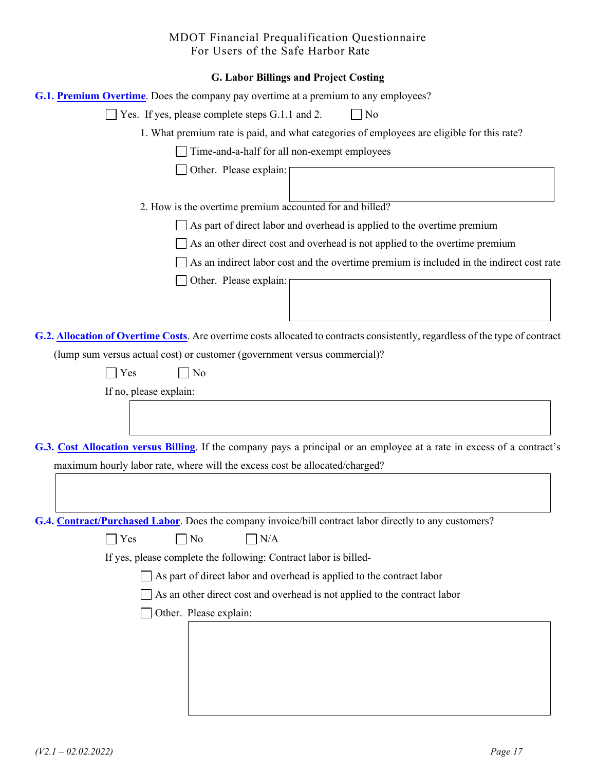## G. Labor Billings and Project Costing

**G.1. Premium Overtime**. Does the company pay overtime at a premium to any employees?

☐ Yes. If yes, please complete steps G.1.1 and 2. ☐ No

1. What premium rate is paid, and what categories of employees are eligible for this rate?

   ☐ Time-and-a-half for all non-exempt employees

   ☐ Other. Please explain:

2. How is the overtime premium accounted for and billed?

   ☐ As part of direct labor and overhead is applied to the overtime premium

   ☐ As an other direct cost and overhead is not applied to the overtime premium

   ☐ As an indirect labor cost and the overtime premium is included in the indirect cost rate

   ☐ Other. Please explain:

**G.2. Allocation of Overtime Costs**. Are overtime costs allocated to contracts consistently, regardless of the type of contract (lump sum versus actual cost) or customer (government versus commercial)?

☐ Yes ☐ No

If no, please explain:

**G.3. Cost Allocation versus Billing**. If the company pays a principal or an employee at a rate in excess of a contract's maximum hourly labor rate, where will the excess cost be allocated/charged?

**G.4. Contract/Purchased Labor**. Does the company invoice/bill contract labor directly to any customers?

☐ Yes ☐ No ☐ N/A

If yes, please complete the following: Contract labor is billed-

☐ As part of direct labor and overhead is applied to the contract labor

☐ As an other direct cost and overhead is not applied to the contract labor

☐ Other. Please explain: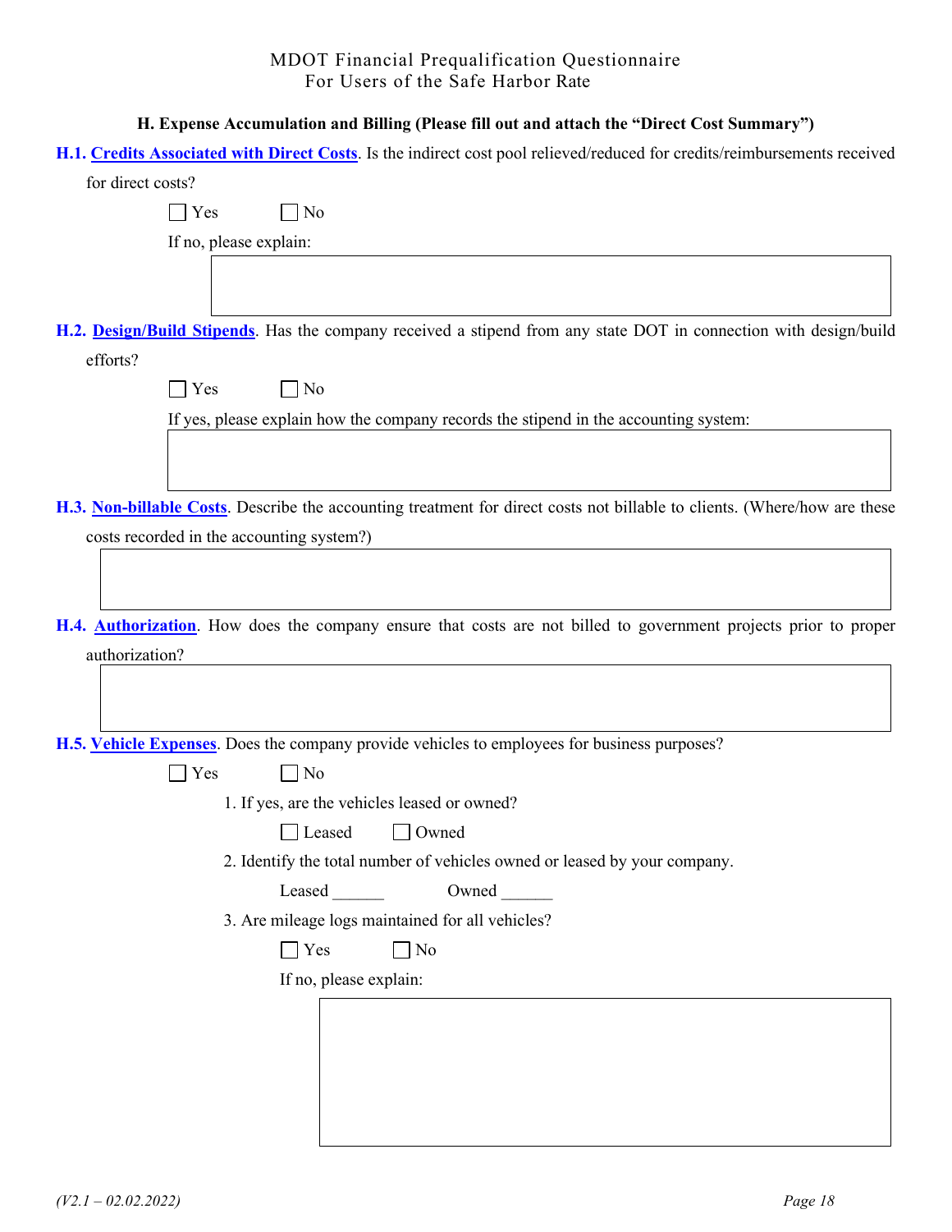MDOT Financial Prequalification Questionnaire
For Users of the Safe Harbor Rate

### H. Expense Accumulation and Billing (Please fill out and attach the "Direct Cost Summary")

**H.1. Credits Associated with Direct Costs**. Is the indirect cost pool relieved/reduced for credits/reimbursements received for direct costs?

☐ Yes ☐ No

If no, please explain:

**H.2. Design/Build Stipends**. Has the company received a stipend from any state DOT in connection with design/build efforts?

☐ Yes ☐ No

If yes, please explain how the company records the stipend in the accounting system:

**H.3. Non-billable Costs**. Describe the accounting treatment for direct costs not billable to clients. (Where/how are these costs recorded in the accounting system?)

**H.4. Authorization**. How does the company ensure that costs are not billed to government projects prior to proper authorization?

**H.5. Vehicle Expenses**. Does the company provide vehicles to employees for business purposes?

☐ Yes ☐ No

1. If yes, are the vehicles leased or owned?

   ☐ Leased ☐ Owned

2. Identify the total number of vehicles owned or leased by your company.

   Leased ______ Owned ______

3. Are mileage logs maintained for all vehicles?

   ☐ Yes ☐ No

   If no, please explain:

*(V2.1 – 02.02.2022)*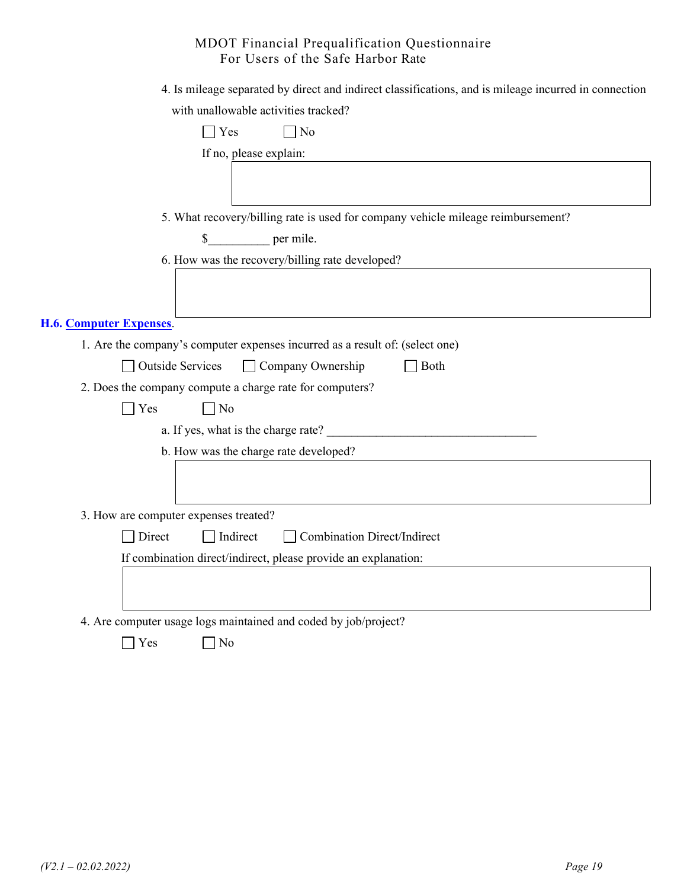4. Is mileage separated by direct and indirect classifications, and is mileage incurred in connection with unallowable activities tracked?

☐ Yes ☐ No

If no, please explain:

5. What recovery/billing rate is used for company vehicle mileage reimbursement?

$__________ per mile.

6. How was the recovery/billing rate developed?

### H.6. Computer Expenses.

1. Are the company's computer expenses incurred as a result of: (select one)

☐ Outside Services ☐ Company Ownership ☐ Both

2. Does the company compute a charge rate for computers?

☐ Yes ☐ No

a. If yes, what is the charge rate? ___________________________________

b. How was the charge rate developed?

3. How are computer expenses treated?

☐ Direct ☐ Indirect ☐ Combination Direct/Indirect

If combination direct/indirect, please provide an explanation:

4. Are computer usage logs maintained and coded by job/project?

☐ Yes ☐ No

*(V2.1 – 02.02.2022)*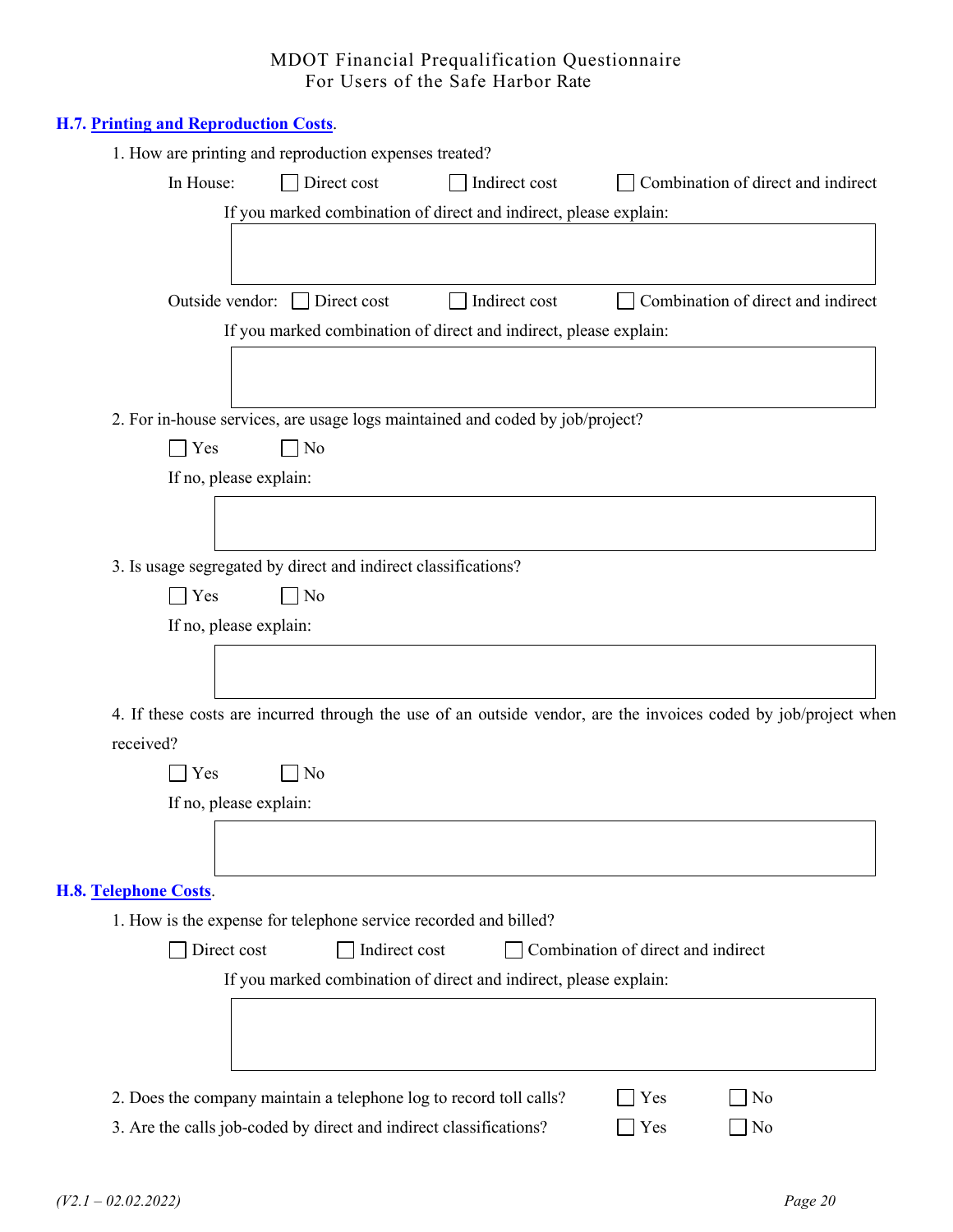### H.7. Printing and Reproduction Costs.

1. How are printing and reproduction expenses treated?

   In House: ☐ Direct cost ☐ Indirect cost ☐ Combination of direct and indirect

   If you marked combination of direct and indirect, please explain:

   Outside vendor: ☐ Direct cost ☐ Indirect cost ☐ Combination of direct and indirect

   If you marked combination of direct and indirect, please explain:

2. For in-house services, are usage logs maintained and coded by job/project?

   ☐ Yes ☐ No

   If no, please explain:

3. Is usage segregated by direct and indirect classifications?

   ☐ Yes ☐ No

   If no, please explain:

4. If these costs are incurred through the use of an outside vendor, are the invoices coded by job/project when received?

   ☐ Yes ☐ No

   If no, please explain:

### H.8. Telephone Costs.

1. How is the expense for telephone service recorded and billed?

   ☐ Direct cost ☐ Indirect cost ☐ Combination of direct and indirect

   If you marked combination of direct and indirect, please explain:

2. Does the company maintain a telephone log to record toll calls? ☐ Yes ☐ No
3. Are the calls job-coded by direct and indirect classifications? ☐ Yes ☐ No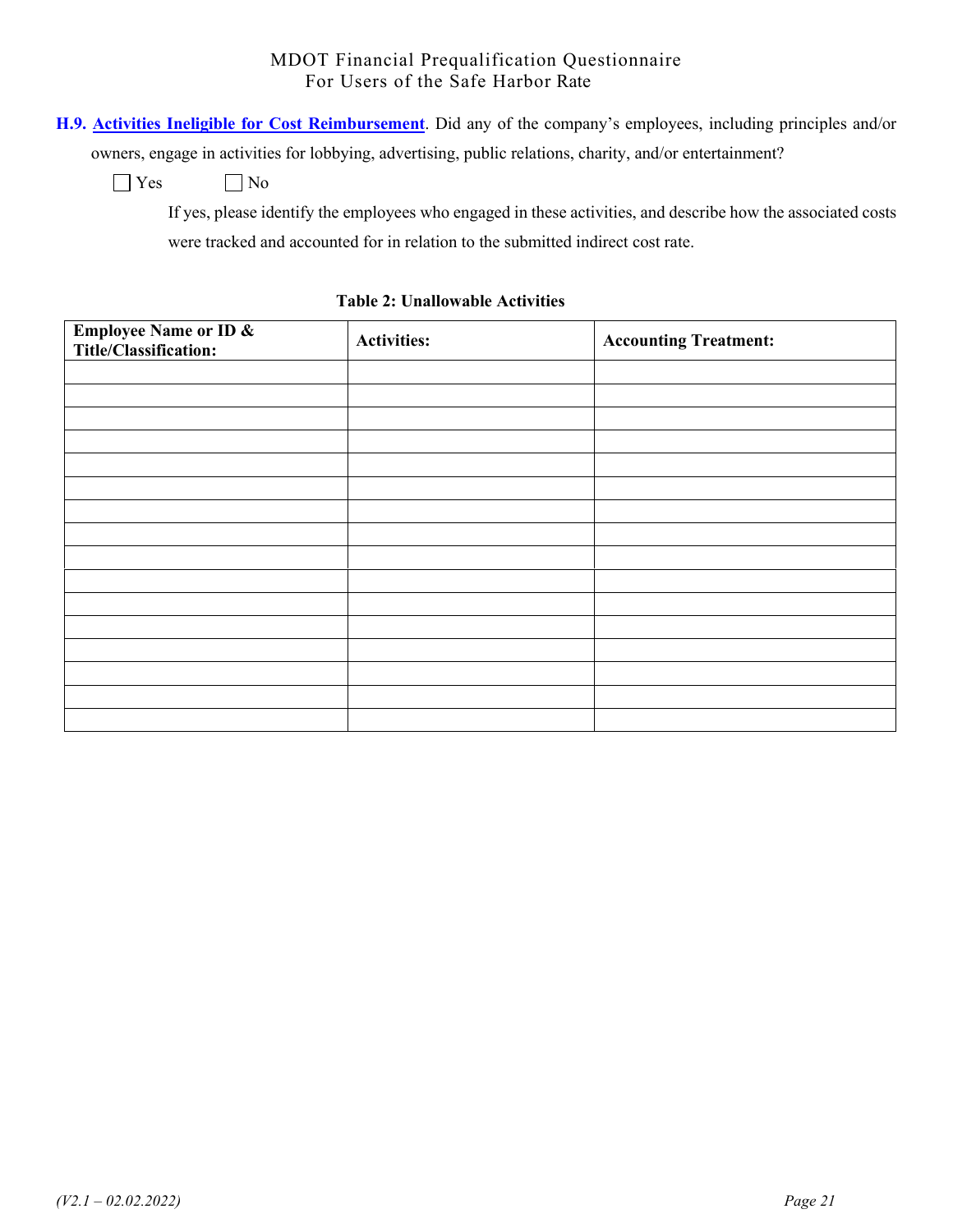**H.9. Activities Ineligible for Cost Reimbursement**. Did any of the company's employees, including principles and/or owners, engage in activities for lobbying, advertising, public relations, charity, and/or entertainment?

☐ Yes ☐ No

If yes, please identify the employees who engaged in these activities, and describe how the associated costs were tracked and accounted for in relation to the submitted indirect cost rate.

**Table 2: Unallowable Activities**

| Employee Name or ID & Title/Classification: | Activities: | Accounting Treatment: |
|---|---|---|
| | | |
| | | |
| | | |
| | | |
| | | |
| | | |
| | | |
| | | |
| | | |
| | | |
| | | |
| | | |
| | | |
| | | |
| | | |
| | | |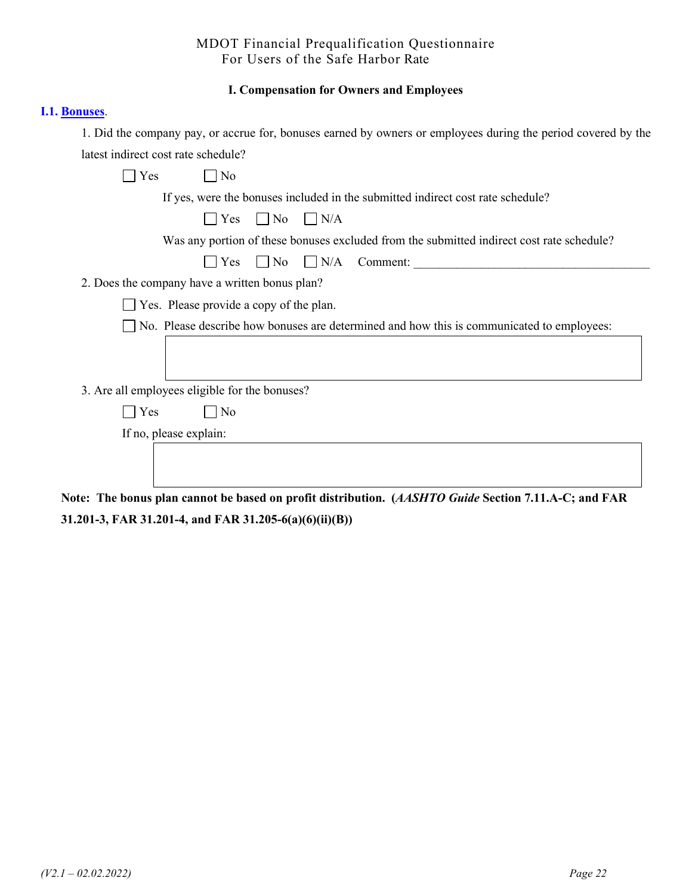MDOT Financial Prequalification Questionnaire
For Users of the Safe Harbor Rate

## I. Compensation for Owners and Employees

### I.1. [Bonuses](#).

1. Did the company pay, or accrue for, bonuses earned by owners or employees during the period covered by the latest indirect cost rate schedule?

   ☐ Yes ☐ No

   If yes, were the bonuses included in the submitted indirect cost rate schedule?

   ☐ Yes ☐ No ☐ N/A

   Was any portion of these bonuses excluded from the submitted indirect cost rate schedule?

   ☐ Yes ☐ No ☐ N/A Comment: \_\_\_\_\_\_\_\_\_\_\_\_\_\_\_\_\_\_\_\_\_\_\_\_\_\_\_\_\_\_\_\_\_\_\_\_\_\_\_\_

2. Does the company have a written bonus plan?

   ☐ Yes. Please provide a copy of the plan.

   ☐ No. Please describe how bonuses are determined and how this is communicated to employees:

   | |
   |---|
   | |

3. Are all employees eligible for the bonuses?

   ☐ Yes ☐ No

   If no, please explain:

   | |
   |---|
   | |

**Note: The bonus plan cannot be based on profit distribution. (*AASHTO Guide* Section 7.11.A-C; and FAR 31.201-3, FAR 31.201-4, and FAR 31.205-6(a)(6)(ii)(B))**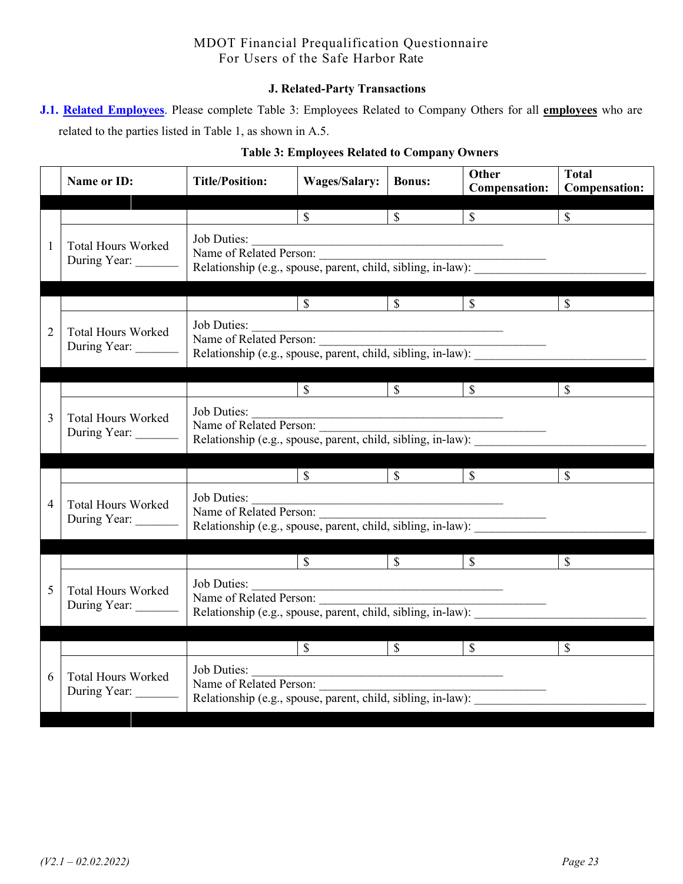MDOT Financial Prequalification Questionnaire
For Users of the Safe Harbor Rate

### J. Related-Party Transactions

**J.1. Related Employees**. Please complete Table 3: Employees Related to Company Others for all **employees** who are related to the parties listed in Table 1, as shown in A.5.

**Table 3: Employees Related to Company Owners**

| | Name or ID: | Title/Position: | Wages/Salary: | Bonus: | Other Compensation: | Total Compensation: |
|---|---|---|---|---|---|---|
| 1 | | | $ | $ | $ | $ |
| | Total Hours Worked During Year: _______ | Job Duties: ___________________________________________ Name of Related Person: ______________________________________ Relationship (e.g., spouse, parent, child, sibling, in-law): ____________________________ | | | | |
| 2 | | | $ | $ | $ | $ |
| | Total Hours Worked During Year: _______ | Job Duties: ___________________________________________ Name of Related Person: ______________________________________ Relationship (e.g., spouse, parent, child, sibling, in-law): ____________________________ | | | | |
| 3 | | | $ | $ | $ | $ |
| | Total Hours Worked During Year: _______ | Job Duties: ___________________________________________ Name of Related Person: ______________________________________ Relationship (e.g., spouse, parent, child, sibling, in-law): ____________________________ | | | | |
| 4 | | | $ | $ | $ | $ |
| | Total Hours Worked During Year: _______ | Job Duties: ___________________________________________ Name of Related Person: ______________________________________ Relationship (e.g., spouse, parent, child, sibling, in-law): ____________________________ | | | | |
| 5 | | | $ | $ | $ | $ |
| | Total Hours Worked During Year: _______ | Job Duties: ___________________________________________ Name of Related Person: ______________________________________ Relationship (e.g., spouse, parent, child, sibling, in-law): ____________________________ | | | | |
| 6 | | | $ | $ | $ | $ |
| | Total Hours Worked During Year: _______ | Job Duties: ___________________________________________ Name of Related Person: ______________________________________ Relationship (e.g., spouse, parent, child, sibling, in-law): ____________________________ | | | | |

*(V2.1 – 02.02.2022)*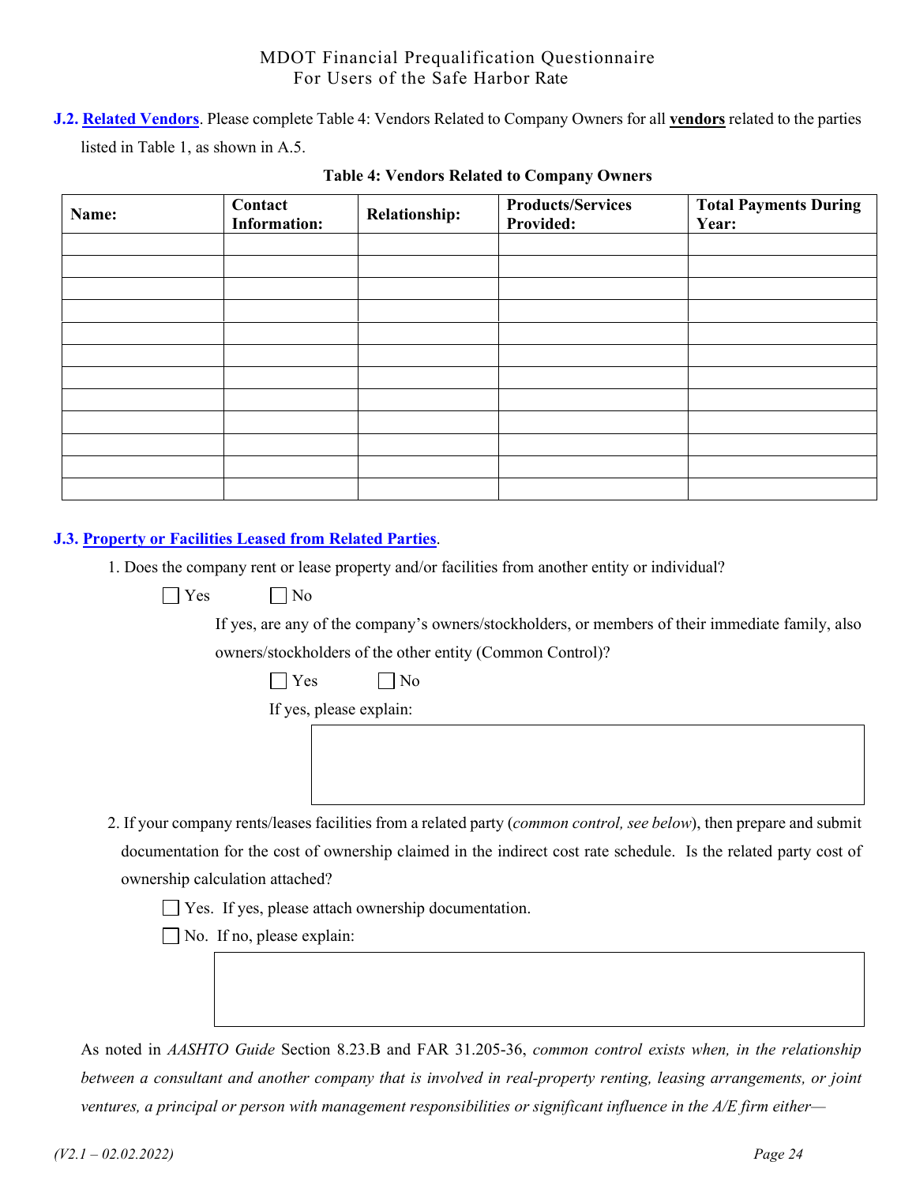**J.2. Related Vendors**. Please complete Table 4: Vendors Related to Company Owners for all **vendors** related to the parties listed in Table 1, as shown in A.5.

**Table 4: Vendors Related to Company Owners**

| Name: | Contact Information: | Relationship: | Products/Services Provided: | Total Payments During Year: |
|---|---|---|---|---|
| | | | | |
| | | | | |
| | | | | |
| | | | | |
| | | | | |
| | | | | |
| | | | | |
| | | | | |
| | | | | |
| | | | | |
| | | | | |
| | | | | |

**J.3. Property or Facilities Leased from Related Parties**.

1. Does the company rent or lease property and/or facilities from another entity or individual?

   ☐ Yes ☐ No

   If yes, are any of the company's owners/stockholders, or members of their immediate family, also owners/stockholders of the other entity (Common Control)?

   ☐ Yes ☐ No

   If yes, please explain:

2. If your company rents/leases facilities from a related party (*common control, see below*), then prepare and submit documentation for the cost of ownership claimed in the indirect cost rate schedule. Is the related party cost of ownership calculation attached?

   ☐ Yes. If yes, please attach ownership documentation.

   ☐ No. If no, please explain:

As noted in *AASHTO Guide* Section 8.23.B and FAR 31.205-36, *common control exists when, in the relationship between a consultant and another company that is involved in real-property renting, leasing arrangements, or joint ventures, a principal or person with management responsibilities or significant influence in the A/E firm either—*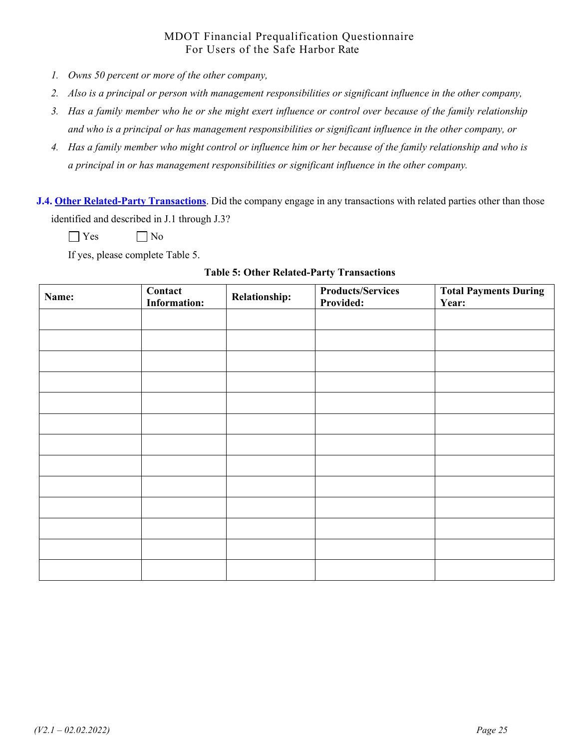1. *Owns 50 percent or more of the other company,*
2. *Also is a principal or person with management responsibilities or significant influence in the other company,*
3. *Has a family member who he or she might exert influence or control over because of the family relationship and who is a principal or has management responsibilities or significant influence in the other company, or*
4. *Has a family member who might control or influence him or her because of the family relationship and who is a principal in or has management responsibilities or significant influence in the other company.*

**J.4. Other Related-Party Transactions**. Did the company engage in any transactions with related parties other than those identified and described in J.1 through J.3?

☐ Yes ☐ No

If yes, please complete Table 5.

**Table 5: Other Related-Party Transactions**

| Name: | Contact Information: | Relationship: | Products/Services Provided: | Total Payments During Year: |
|---|---|---|---|---|
| | | | | |
| | | | | |
| | | | | |
| | | | | |
| | | | | |
| | | | | |
| | | | | |
| | | | | |
| | | | | |
| | | | | |
| | | | | |
| | | | | |
| | | | | |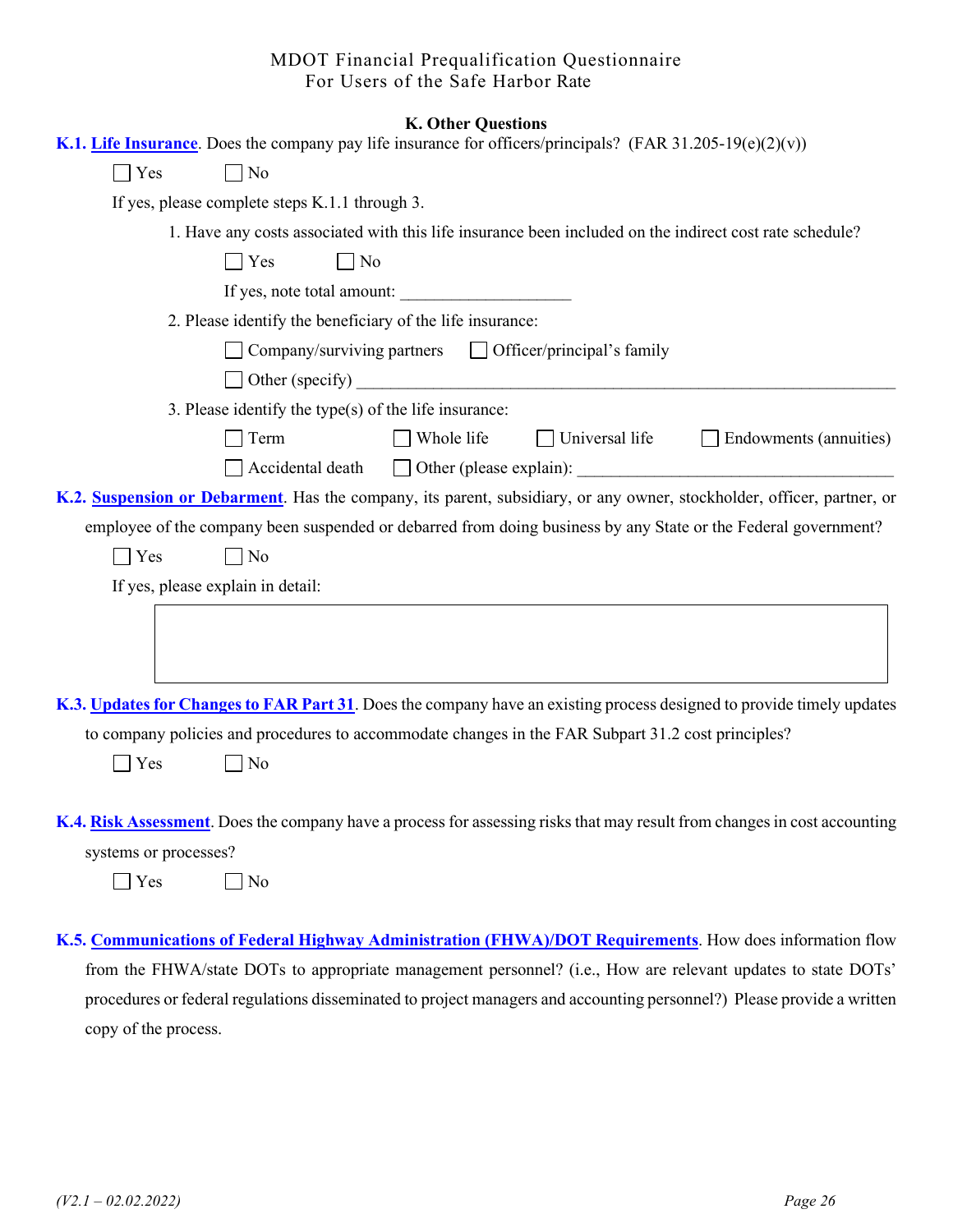MDOT Financial Prequalification Questionnaire
For Users of the Safe Harbor Rate

## K. Other Questions

**K.1. Life Insurance**. Does the company pay life insurance for officers/principals? (FAR 31.205-19(e)(2)(v))

☐ Yes ☐ No

If yes, please complete steps K.1.1 through 3.

1. Have any costs associated with this life insurance been included on the indirect cost rate schedule?

   ☐ Yes ☐ No

   If yes, note total amount: ____________________

2. Please identify the beneficiary of the life insurance:

   ☐ Company/surviving partners ☐ Officer/principal's family

   ☐ Other (specify) ____________________

3. Please identify the type(s) of the life insurance:

   ☐ Term ☐ Whole life ☐ Universal life ☐ Endowments (annuities)

   ☐ Accidental death ☐ Other (please explain): ____________________

**K.2. Suspension or Debarment**. Has the company, its parent, subsidiary, or any owner, stockholder, officer, partner, or employee of the company been suspended or debarred from doing business by any State or the Federal government?

☐ Yes ☐ No

If yes, please explain in detail:

**K.3. Updates for Changes to FAR Part 31**. Does the company have an existing process designed to provide timely updates to company policies and procedures to accommodate changes in the FAR Subpart 31.2 cost principles?

☐ Yes ☐ No

**K.4. Risk Assessment**. Does the company have a process for assessing risks that may result from changes in cost accounting systems or processes?

☐ Yes ☐ No

**K.5. Communications of Federal Highway Administration (FHWA)/DOT Requirements**. How does information flow from the FHWA/state DOTs to appropriate management personnel? (i.e., How are relevant updates to state DOTs' procedures or federal regulations disseminated to project managers and accounting personnel?) Please provide a written copy of the process.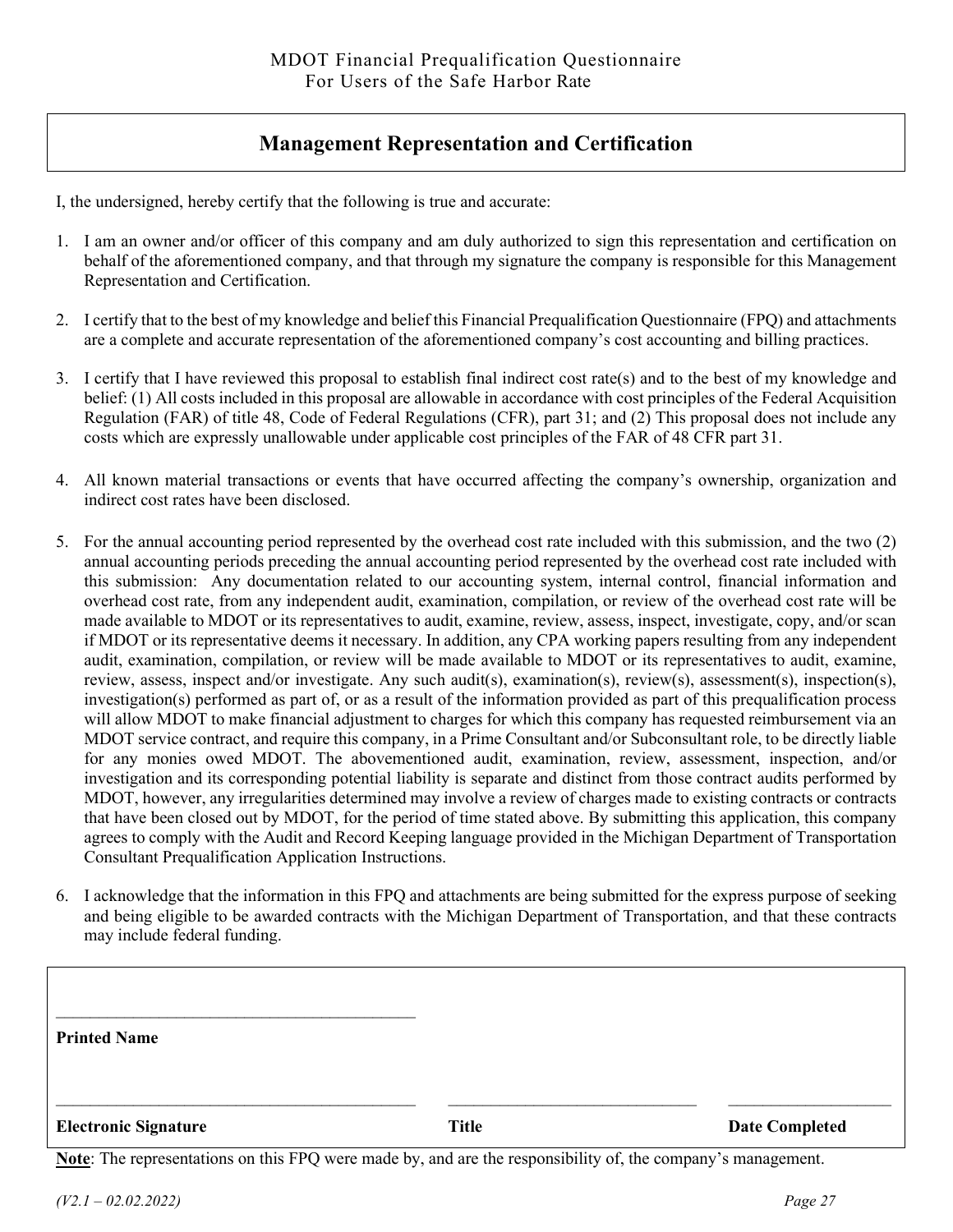MDOT Financial Prequalification Questionnaire
For Users of the Safe Harbor Rate

## Management Representation and Certification

I, the undersigned, hereby certify that the following is true and accurate:

1. I am an owner and/or officer of this company and am duly authorized to sign this representation and certification on behalf of the aforementioned company, and that through my signature the company is responsible for this Management Representation and Certification.

2. I certify that to the best of my knowledge and belief this Financial Prequalification Questionnaire (FPQ) and attachments are a complete and accurate representation of the aforementioned company's cost accounting and billing practices.

3. I certify that I have reviewed this proposal to establish final indirect cost rate(s) and to the best of my knowledge and belief: (1) All costs included in this proposal are allowable in accordance with cost principles of the Federal Acquisition Regulation (FAR) of title 48, Code of Federal Regulations (CFR), part 31; and (2) This proposal does not include any costs which are expressly unallowable under applicable cost principles of the FAR of 48 CFR part 31.

4. All known material transactions or events that have occurred affecting the company's ownership, organization and indirect cost rates have been disclosed.

5. For the annual accounting period represented by the overhead cost rate included with this submission, and the two (2) annual accounting periods preceding the annual accounting period represented by the overhead cost rate included with this submission: Any documentation related to our accounting system, internal control, financial information and overhead cost rate, from any independent audit, examination, compilation, or review of the overhead cost rate will be made available to MDOT or its representatives to audit, examine, review, assess, inspect, investigate, copy, and/or scan if MDOT or its representative deems it necessary. In addition, any CPA working papers resulting from any independent audit, examination, compilation, or review will be made available to MDOT or its representatives to audit, examine, review, assess, inspect and/or investigate. Any such audit(s), examination(s), review(s), assessment(s), inspection(s), investigation(s) performed as part of, or as a result of the information provided as part of this prequalification process will allow MDOT to make financial adjustment to charges for which this company has requested reimbursement via an MDOT service contract, and require this company, in a Prime Consultant and/or Subconsultant role, to be directly liable for any monies owed MDOT. The abovementioned audit, examination, review, assessment, inspection, and/or investigation and its corresponding potential liability is separate and distinct from those contract audits performed by MDOT, however, any irregularities determined may involve a review of charges made to existing contracts or contracts that have been closed out by MDOT, for the period of time stated above. By submitting this application, this company agrees to comply with the Audit and Record Keeping language provided in the Michigan Department of Transportation Consultant Prequalification Application Instructions.

6. I acknowledge that the information in this FPQ and attachments are being submitted for the express purpose of seeking and being eligible to be awarded contracts with the Michigan Department of Transportation, and that these contracts may include federal funding.

\_\_\_\_\_\_\_\_\_\_\_\_\_\_\_\_\_\_\_\_\_\_\_\_\_\_\_\_\_\_\_\_\_\_\_\_\_\_\_\_\_\_
**Printed Name**

| | | |
|---|---|---|
| \_\_\_\_\_\_\_\_\_\_\_\_\_\_\_\_\_\_\_\_\_\_\_\_\_\_\_\_\_\_ | \_\_\_\_\_\_\_\_\_\_\_\_\_\_\_\_\_\_\_\_\_\_ | \_\_\_\_\_\_\_\_\_\_\_\_\_\_\_\_ |
| **Electronic Signature** | **Title** | **Date Completed** |

**Note**: The representations on this FPQ were made by, and are the responsibility of, the company's management.

*(V2.1 – 02.02.2022)*